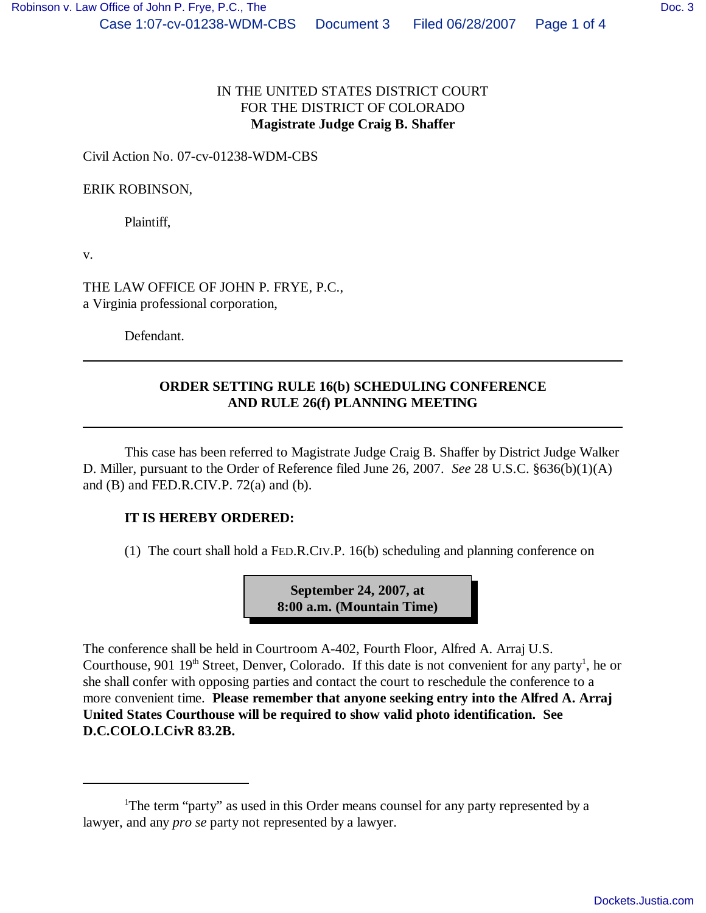IN THE UNITED STATES DISTRICT COURT
FOR THE DISTRICT OF COLORADO
**Magistrate Judge Craig B. Shaffer**

Civil Action No. 07-cv-01238-WDM-CBS

ERIK ROBINSON,

Plaintiff,

v.

THE LAW OFFICE OF JOHN P. FRYE, P.C.,
a Virginia professional corporation,

Defendant.

---

**ORDER SETTING RULE 16(b) SCHEDULING CONFERENCE AND RULE 26(f) PLANNING MEETING**

---

This case has been referred to Magistrate Judge Craig B. Shaffer by District Judge Walker D. Miller, pursuant to the Order of Reference filed June 26, 2007. *See* 28 U.S.C. §636(b)(1)(A) and (B) and FED.R.CIV.P. 72(a) and (b).

**IT IS HEREBY ORDERED:**

(1) The court shall hold a FED.R.CIV.P. 16(b) scheduling and planning conference on

**September 24, 2007, at 8:00 a.m. (Mountain Time)**

The conference shall be held in Courtroom A-402, Fourth Floor, Alfred A. Arraj U.S. Courthouse, 901 19th Street, Denver, Colorado. If this date is not convenient for any party[1], he or she shall confer with opposing parties and contact the court to reschedule the conference to a more convenient time. **Please remember that anyone seeking entry into the Alfred A. Arraj United States Courthouse will be required to show valid photo identification. See D.C.COLO.LCivR 83.2B.**

---

[1]The term "party" as used in this Order means counsel for any party represented by a lawyer, and any *pro se* party not represented by a lawyer.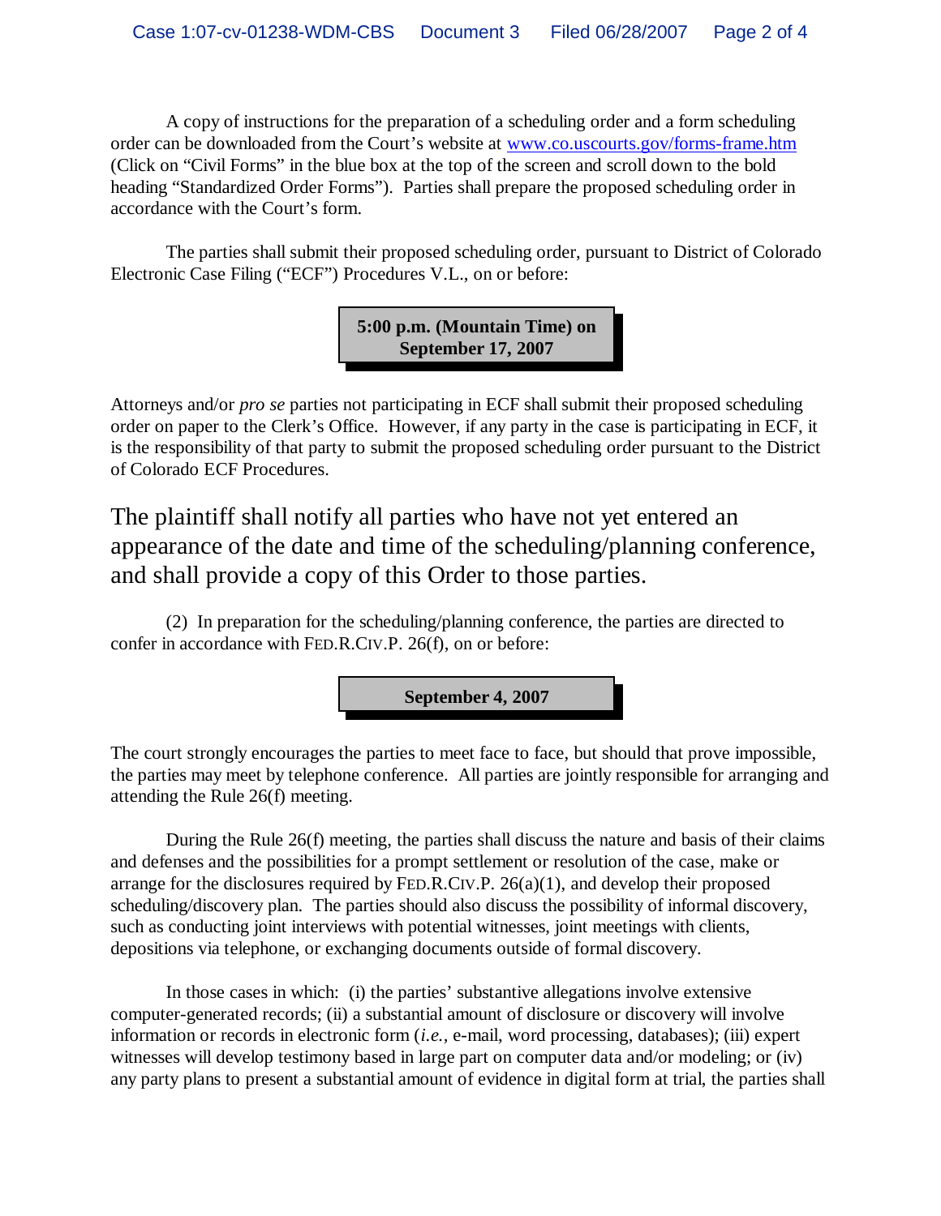A copy of instructions for the preparation of a scheduling order and a form scheduling order can be downloaded from the Court's website at www.co.uscourts.gov/forms-frame.htm (Click on "Civil Forms" in the blue box at the top of the screen and scroll down to the bold heading "Standardized Order Forms"). Parties shall prepare the proposed scheduling order in accordance with the Court's form.

The parties shall submit their proposed scheduling order, pursuant to District of Colorado Electronic Case Filing ("ECF") Procedures V.L., on or before:

**5:00 p.m. (Mountain Time) on September 17, 2007**

Attorneys and/or *pro se* parties not participating in ECF shall submit their proposed scheduling order on paper to the Clerk's Office. However, if any party in the case is participating in ECF, it is the responsibility of that party to submit the proposed scheduling order pursuant to the District of Colorado ECF Procedures.

The plaintiff shall notify all parties who have not yet entered an appearance of the date and time of the scheduling/planning conference, and shall provide a copy of this Order to those parties.

(2) In preparation for the scheduling/planning conference, the parties are directed to confer in accordance with FED.R.CIV.P. 26(f), on or before:

**September 4, 2007**

The court strongly encourages the parties to meet face to face, but should that prove impossible, the parties may meet by telephone conference. All parties are jointly responsible for arranging and attending the Rule 26(f) meeting.

During the Rule 26(f) meeting, the parties shall discuss the nature and basis of their claims and defenses and the possibilities for a prompt settlement or resolution of the case, make or arrange for the disclosures required by FED.R.CIV.P. 26(a)(1), and develop their proposed scheduling/discovery plan. The parties should also discuss the possibility of informal discovery, such as conducting joint interviews with potential witnesses, joint meetings with clients, depositions via telephone, or exchanging documents outside of formal discovery.

In those cases in which: (i) the parties' substantive allegations involve extensive computer-generated records; (ii) a substantial amount of disclosure or discovery will involve information or records in electronic form (*i.e.,* e-mail, word processing, databases); (iii) expert witnesses will develop testimony based in large part on computer data and/or modeling; or (iv) any party plans to present a substantial amount of evidence in digital form at trial, the parties shall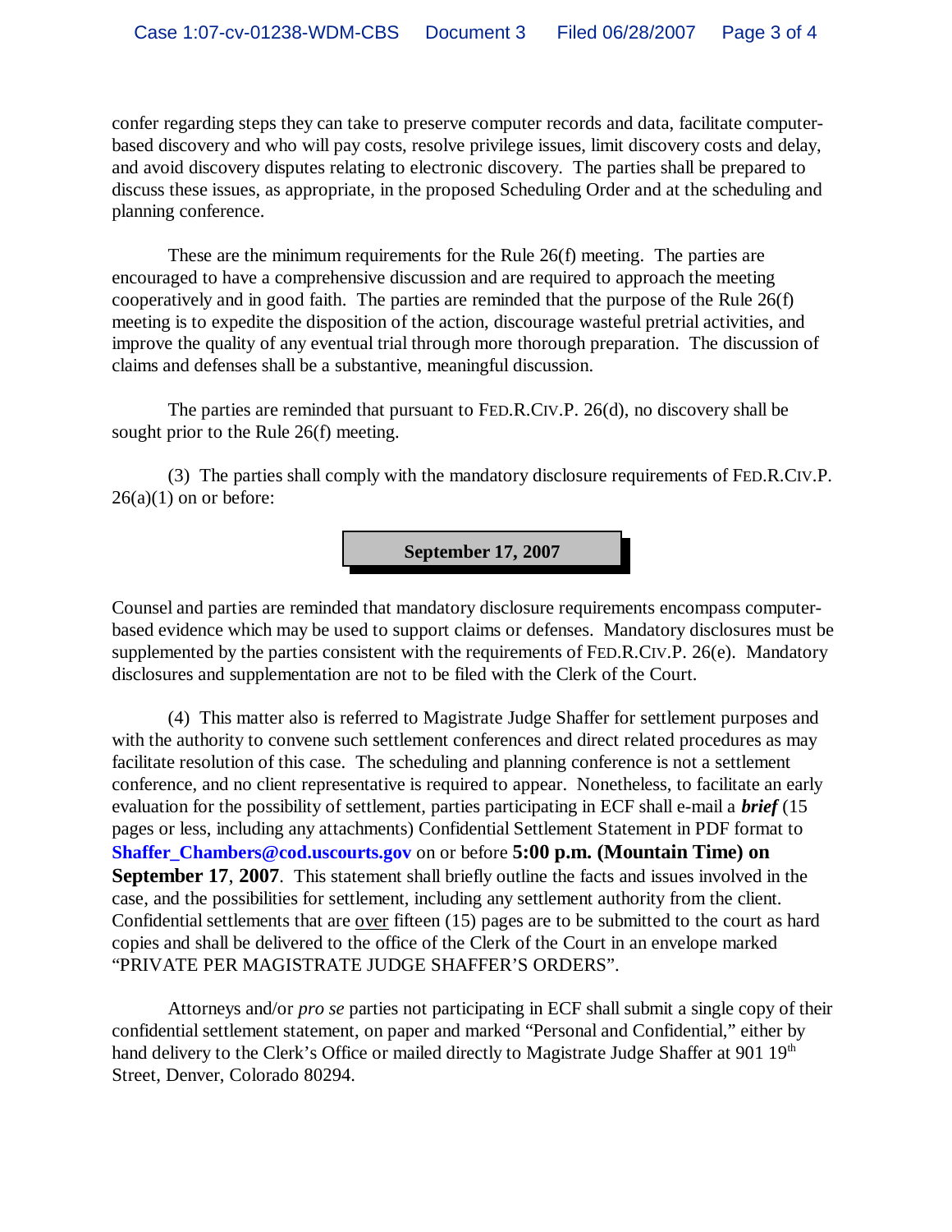confer regarding steps they can take to preserve computer records and data, facilitate computer-based discovery and who will pay costs, resolve privilege issues, limit discovery costs and delay, and avoid discovery disputes relating to electronic discovery. The parties shall be prepared to discuss these issues, as appropriate, in the proposed Scheduling Order and at the scheduling and planning conference.

These are the minimum requirements for the Rule 26(f) meeting. The parties are encouraged to have a comprehensive discussion and are required to approach the meeting cooperatively and in good faith. The parties are reminded that the purpose of the Rule 26(f) meeting is to expedite the disposition of the action, discourage wasteful pretrial activities, and improve the quality of any eventual trial through more thorough preparation. The discussion of claims and defenses shall be a substantive, meaningful discussion.

The parties are reminded that pursuant to FED.R.CIV.P. 26(d), no discovery shall be sought prior to the Rule 26(f) meeting.

(3) The parties shall comply with the mandatory disclosure requirements of FED.R.CIV.P. 26(a)(1) on or before:

**September 17, 2007**

Counsel and parties are reminded that mandatory disclosure requirements encompass computer-based evidence which may be used to support claims or defenses. Mandatory disclosures must be supplemented by the parties consistent with the requirements of FED.R.CIV.P. 26(e). Mandatory disclosures and supplementation are not to be filed with the Clerk of the Court.

(4) This matter also is referred to Magistrate Judge Shaffer for settlement purposes and with the authority to convene such settlement conferences and direct related procedures as may facilitate resolution of this case. The scheduling and planning conference is not a settlement conference, and no client representative is required to appear. Nonetheless, to facilitate an early evaluation for the possibility of settlement, parties participating in ECF shall e-mail a ***brief*** (15 pages or less, including any attachments) Confidential Settlement Statement in PDF format to **Shaffer_Chambers@cod.uscourts.gov** on or before **5:00 p.m. (Mountain Time) on September 17, 2007**. This statement shall briefly outline the facts and issues involved in the case, and the possibilities for settlement, including any settlement authority from the client. Confidential settlements that are over fifteen (15) pages are to be submitted to the court as hard copies and shall be delivered to the office of the Clerk of the Court in an envelope marked "PRIVATE PER MAGISTRATE JUDGE SHAFFER'S ORDERS".

Attorneys and/or *pro se* parties not participating in ECF shall submit a single copy of their confidential settlement statement, on paper and marked "Personal and Confidential," either by hand delivery to the Clerk's Office or mailed directly to Magistrate Judge Shaffer at 901 19th Street, Denver, Colorado 80294.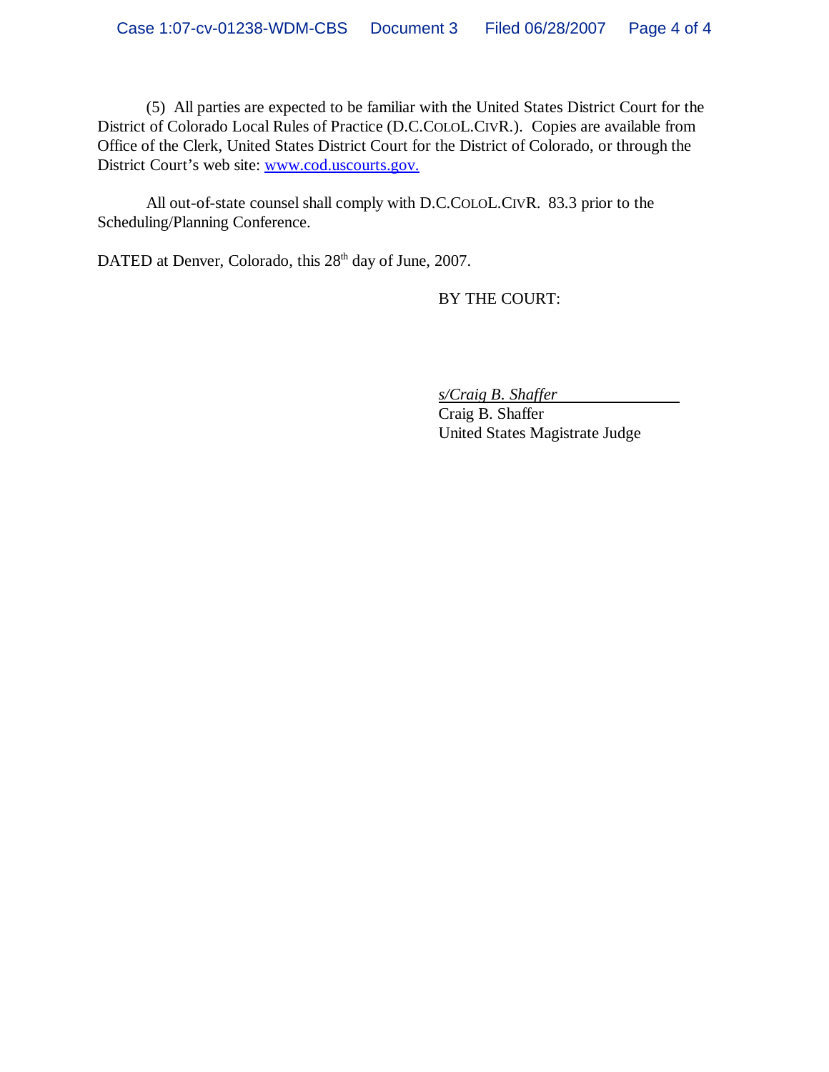(5) All parties are expected to be familiar with the United States District Court for the District of Colorado Local Rules of Practice (D.C.COLO.L.CIVR.). Copies are available from Office of the Clerk, United States District Court for the District of Colorado, or through the District Court's web site: [www.cod.uscourts.gov.](http://www.cod.uscourts.gov)

All out-of-state counsel shall comply with D.C.COLO.L.CIVR. 83.3 prior to the Scheduling/Planning Conference.

DATED at Denver, Colorado, this 28th day of June, 2007.

BY THE COURT:

*s/Craig B. Shaffer*
Craig B. Shaffer
United States Magistrate Judge